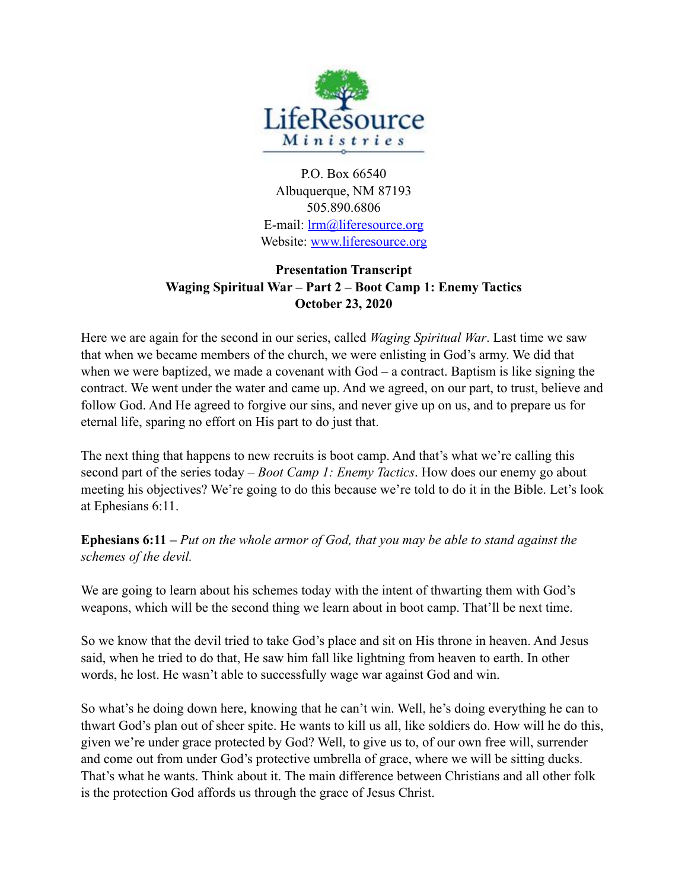LifeResource Ministries

P.O. Box 66540
Albuquerque, NM 87193
505.890.6806
E-mail: [lrm@liferesource.org](mailto:lrm@liferesource.org)
Website: [www.liferesource.org](http://www.liferesource.org)

**Presentation Transcript**
**Waging Spiritual War – Part 2 – Boot Camp 1: Enemy Tactics**
**October 23, 2020**

Here we are again for the second in our series, called *Waging Spiritual War*. Last time we saw that when we became members of the church, we were enlisting in God's army. We did that when we were baptized, we made a covenant with God – a contract. Baptism is like signing the contract. We went under the water and came up. And we agreed, on our part, to trust, believe and follow God. And He agreed to forgive our sins, and never give up on us, and to prepare us for eternal life, sparing no effort on His part to do just that.

The next thing that happens to new recruits is boot camp. And that's what we're calling this second part of the series today – *Boot Camp 1: Enemy Tactics*. How does our enemy go about meeting his objectives? We're going to do this because we're told to do it in the Bible. Let's look at Ephesians 6:11.

**Ephesians 6:11 –** *Put on the whole armor of God, that you may be able to stand against the schemes of the devil.*

We are going to learn about his schemes today with the intent of thwarting them with God's weapons, which will be the second thing we learn about in boot camp. That'll be next time.

So we know that the devil tried to take God's place and sit on His throne in heaven. And Jesus said, when he tried to do that, He saw him fall like lightning from heaven to earth. In other words, he lost. He wasn't able to successfully wage war against God and win.

So what's he doing down here, knowing that he can't win. Well, he's doing everything he can to thwart God's plan out of sheer spite. He wants to kill us all, like soldiers do. How will he do this, given we're under grace protected by God? Well, to give us to, of our own free will, surrender and come out from under God's protective umbrella of grace, where we will be sitting ducks. That's what he wants. Think about it. The main difference between Christians and all other folk is the protection God affords us through the grace of Jesus Christ.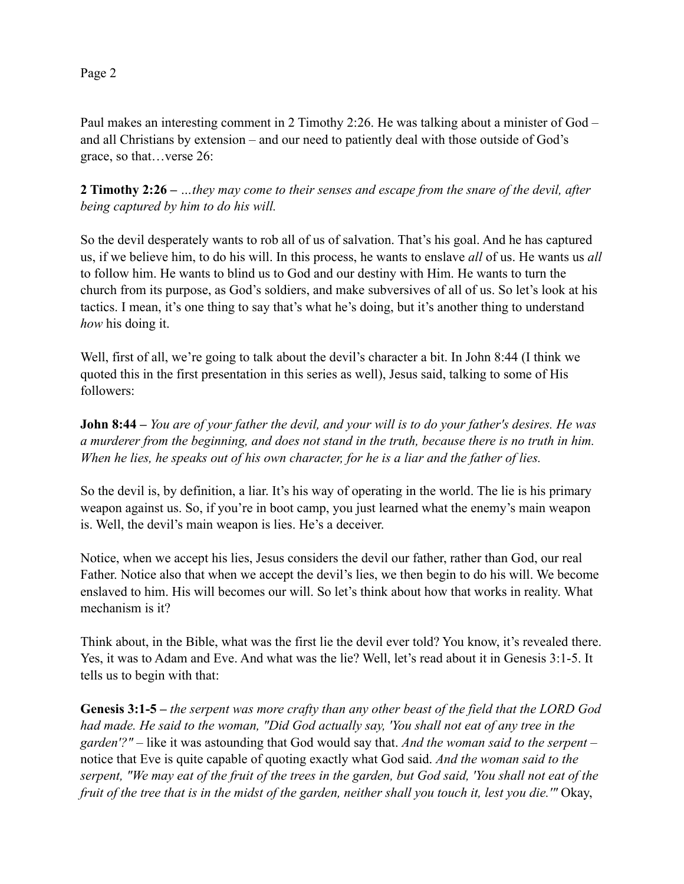Paul makes an interesting comment in 2 Timothy 2:26. He was talking about a minister of God – and all Christians by extension – and our need to patiently deal with those outside of God's grace, so that…verse 26:

**2 Timothy 2:26 –** *…they may come to their senses and escape from the snare of the devil, after being captured by him to do his will.*

So the devil desperately wants to rob all of us of salvation. That's his goal. And he has captured us, if we believe him, to do his will. In this process, he wants to enslave *all* of us. He wants us *all* to follow him. He wants to blind us to God and our destiny with Him. He wants to turn the church from its purpose, as God's soldiers, and make subversives of all of us. So let's look at his tactics. I mean, it's one thing to say that's what he's doing, but it's another thing to understand *how* his doing it.

Well, first of all, we're going to talk about the devil's character a bit. In John 8:44 (I think we quoted this in the first presentation in this series as well), Jesus said, talking to some of His followers:

**John 8:44 –** *You are of your father the devil, and your will is to do your father's desires. He was a murderer from the beginning, and does not stand in the truth, because there is no truth in him. When he lies, he speaks out of his own character, for he is a liar and the father of lies.*

So the devil is, by definition, a liar. It's his way of operating in the world. The lie is his primary weapon against us. So, if you're in boot camp, you just learned what the enemy's main weapon is. Well, the devil's main weapon is lies. He's a deceiver.

Notice, when we accept his lies, Jesus considers the devil our father, rather than God, our real Father. Notice also that when we accept the devil's lies, we then begin to do his will. We become enslaved to him. His will becomes our will. So let's think about how that works in reality. What mechanism is it?

Think about, in the Bible, what was the first lie the devil ever told? You know, it's revealed there. Yes, it was to Adam and Eve. And what was the lie? Well, let's read about it in Genesis 3:1-5. It tells us to begin with that:

**Genesis 3:1-5 –** *the serpent was more crafty than any other beast of the field that the LORD God had made. He said to the woman, "Did God actually say, 'You shall not eat of any tree in the garden'?"* – like it was astounding that God would say that. *And the woman said to the serpent* – notice that Eve is quite capable of quoting exactly what God said. *And the woman said to the serpent, "We may eat of the fruit of the trees in the garden, but God said, 'You shall not eat of the fruit of the tree that is in the midst of the garden, neither shall you touch it, lest you die.'"* Okay,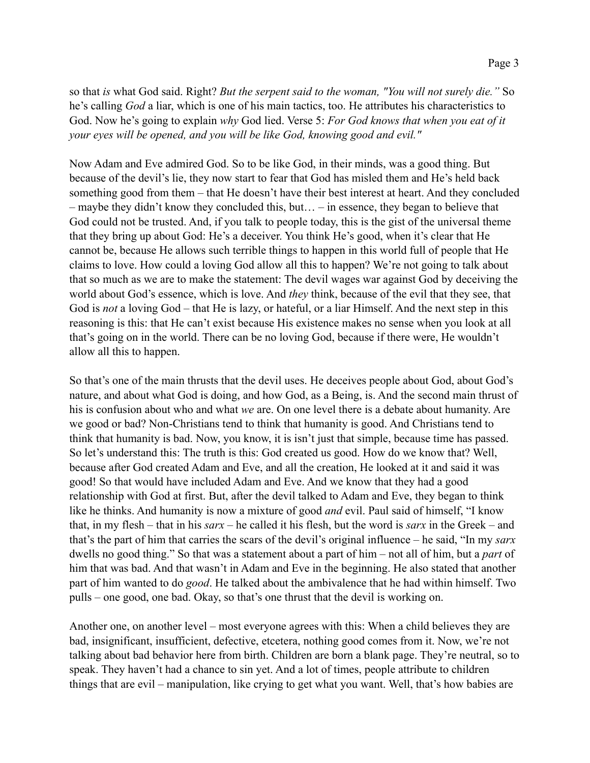so that *is* what God said. Right? *But the serpent said to the woman, "You will not surely die."* So he's calling *God* a liar, which is one of his main tactics, too. He attributes his characteristics to God. Now he's going to explain *why* God lied. Verse 5: *For God knows that when you eat of it your eyes will be opened, and you will be like God, knowing good and evil."*

Now Adam and Eve admired God. So to be like God, in their minds, was a good thing. But because of the devil's lie, they now start to fear that God has misled them and He's held back something good from them – that He doesn't have their best interest at heart. And they concluded – maybe they didn't know they concluded this, but… – in essence, they began to believe that God could not be trusted. And, if you talk to people today, this is the gist of the universal theme that they bring up about God: He's a deceiver. You think He's good, when it's clear that He cannot be, because He allows such terrible things to happen in this world full of people that He claims to love. How could a loving God allow all this to happen? We're not going to talk about that so much as we are to make the statement: The devil wages war against God by deceiving the world about God's essence, which is love. And *they* think, because of the evil that they see, that God is *not* a loving God – that He is lazy, or hateful, or a liar Himself. And the next step in this reasoning is this: that He can't exist because His existence makes no sense when you look at all that's going on in the world. There can be no loving God, because if there were, He wouldn't allow all this to happen.

So that's one of the main thrusts that the devil uses. He deceives people about God, about God's nature, and about what God is doing, and how God, as a Being, is. And the second main thrust of his is confusion about who and what *we* are. On one level there is a debate about humanity. Are we good or bad? Non-Christians tend to think that humanity is good. And Christians tend to think that humanity is bad. Now, you know, it is isn't just that simple, because time has passed. So let's understand this: The truth is this: God created us good. How do we know that? Well, because after God created Adam and Eve, and all the creation, He looked at it and said it was good! So that would have included Adam and Eve. And we know that they had a good relationship with God at first. But, after the devil talked to Adam and Eve, they began to think like he thinks. And humanity is now a mixture of good *and* evil. Paul said of himself, "I know that, in my flesh – that in his *sarx* – he called it his flesh, but the word is *sarx* in the Greek – and that's the part of him that carries the scars of the devil's original influence – he said, "In my *sarx* dwells no good thing." So that was a statement about a part of him – not all of him, but a *part* of him that was bad. And that wasn't in Adam and Eve in the beginning. He also stated that another part of him wanted to do *good*. He talked about the ambivalence that he had within himself. Two pulls – one good, one bad. Okay, so that's one thrust that the devil is working on.

Another one, on another level – most everyone agrees with this: When a child believes they are bad, insignificant, insufficient, defective, etcetera, nothing good comes from it. Now, we're not talking about bad behavior here from birth. Children are born a blank page. They're neutral, so to speak. They haven't had a chance to sin yet. And a lot of times, people attribute to children things that are evil – manipulation, like crying to get what you want. Well, that's how babies are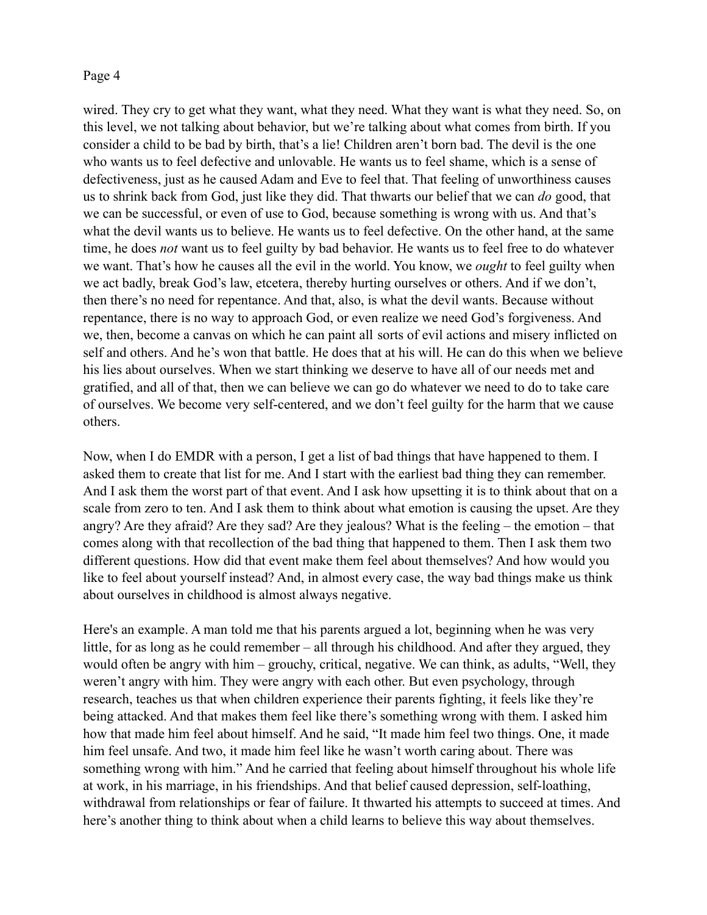wired. They cry to get what they want, what they need. What they want is what they need. So, on this level, we not talking about behavior, but we're talking about what comes from birth. If you consider a child to be bad by birth, that's a lie! Children aren't born bad. The devil is the one who wants us to feel defective and unlovable. He wants us to feel shame, which is a sense of defectiveness, just as he caused Adam and Eve to feel that. That feeling of unworthiness causes us to shrink back from God, just like they did. That thwarts our belief that we can *do* good, that we can be successful, or even of use to God, because something is wrong with us. And that's what the devil wants us to believe. He wants us to feel defective. On the other hand, at the same time, he does *not* want us to feel guilty by bad behavior. He wants us to feel free to do whatever we want. That's how he causes all the evil in the world. You know, we *ought* to feel guilty when we act badly, break God's law, etcetera, thereby hurting ourselves or others. And if we don't, then there's no need for repentance. And that, also, is what the devil wants. Because without repentance, there is no way to approach God, or even realize we need God's forgiveness. And we, then, become a canvas on which he can paint all sorts of evil actions and misery inflicted on self and others. And he's won that battle. He does that at his will. He can do this when we believe his lies about ourselves. When we start thinking we deserve to have all of our needs met and gratified, and all of that, then we can believe we can go do whatever we need to do to take care of ourselves. We become very self-centered, and we don't feel guilty for the harm that we cause others.

Now, when I do EMDR with a person, I get a list of bad things that have happened to them. I asked them to create that list for me. And I start with the earliest bad thing they can remember. And I ask them the worst part of that event. And I ask how upsetting it is to think about that on a scale from zero to ten. And I ask them to think about what emotion is causing the upset. Are they angry? Are they afraid? Are they sad? Are they jealous? What is the feeling – the emotion – that comes along with that recollection of the bad thing that happened to them. Then I ask them two different questions. How did that event make them feel about themselves? And how would you like to feel about yourself instead? And, in almost every case, the way bad things make us think about ourselves in childhood is almost always negative.

Here's an example. A man told me that his parents argued a lot, beginning when he was very little, for as long as he could remember – all through his childhood. And after they argued, they would often be angry with him – grouchy, critical, negative. We can think, as adults, "Well, they weren't angry with him. They were angry with each other. But even psychology, through research, teaches us that when children experience their parents fighting, it feels like they're being attacked. And that makes them feel like there's something wrong with them. I asked him how that made him feel about himself. And he said, "It made him feel two things. One, it made him feel unsafe. And two, it made him feel like he wasn't worth caring about. There was something wrong with him." And he carried that feeling about himself throughout his whole life at work, in his marriage, in his friendships. And that belief caused depression, self-loathing, withdrawal from relationships or fear of failure. It thwarted his attempts to succeed at times. And here's another thing to think about when a child learns to believe this way about themselves.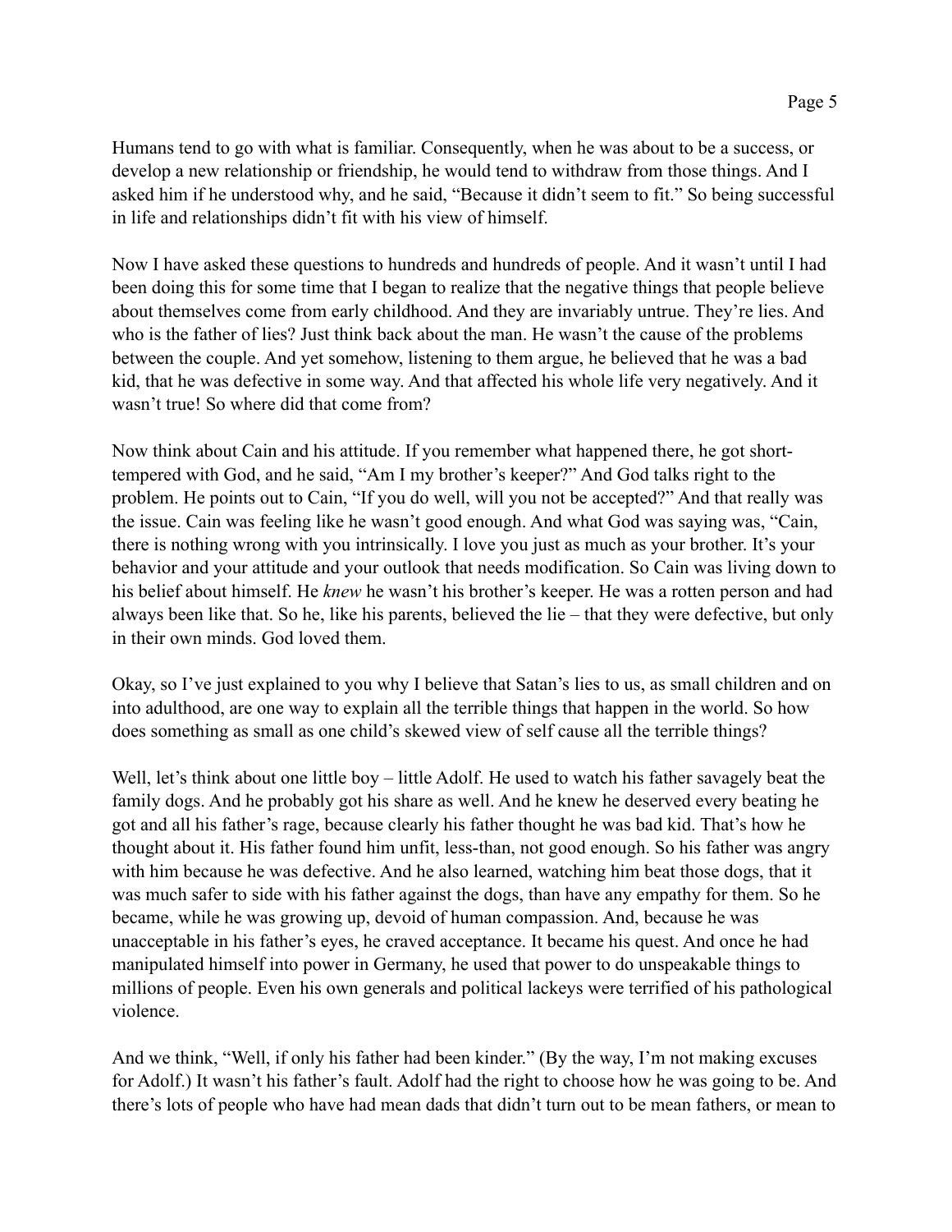Humans tend to go with what is familiar. Consequently, when he was about to be a success, or develop a new relationship or friendship, he would tend to withdraw from those things. And I asked him if he understood why, and he said, "Because it didn't seem to fit." So being successful in life and relationships didn't fit with his view of himself.

Now I have asked these questions to hundreds and hundreds of people. And it wasn't until I had been doing this for some time that I began to realize that the negative things that people believe about themselves come from early childhood. And they are invariably untrue. They're lies. And who is the father of lies? Just think back about the man. He wasn't the cause of the problems between the couple. And yet somehow, listening to them argue, he believed that he was a bad kid, that he was defective in some way. And that affected his whole life very negatively. And it wasn't true! So where did that come from?

Now think about Cain and his attitude. If you remember what happened there, he got short-tempered with God, and he said, "Am I my brother's keeper?" And God talks right to the problem. He points out to Cain, "If you do well, will you not be accepted?" And that really was the issue. Cain was feeling like he wasn't good enough. And what God was saying was, "Cain, there is nothing wrong with you intrinsically. I love you just as much as your brother. It's your behavior and your attitude and your outlook that needs modification. So Cain was living down to his belief about himself. He *knew* he wasn't his brother's keeper. He was a rotten person and had always been like that. So he, like his parents, believed the lie – that they were defective, but only in their own minds. God loved them.

Okay, so I've just explained to you why I believe that Satan's lies to us, as small children and on into adulthood, are one way to explain all the terrible things that happen in the world. So how does something as small as one child's skewed view of self cause all the terrible things?

Well, let's think about one little boy – little Adolf. He used to watch his father savagely beat the family dogs. And he probably got his share as well. And he knew he deserved every beating he got and all his father's rage, because clearly his father thought he was bad kid. That's how he thought about it. His father found him unfit, less-than, not good enough. So his father was angry with him because he was defective. And he also learned, watching him beat those dogs, that it was much safer to side with his father against the dogs, than have any empathy for them. So he became, while he was growing up, devoid of human compassion. And, because he was unacceptable in his father's eyes, he craved acceptance. It became his quest. And once he had manipulated himself into power in Germany, he used that power to do unspeakable things to millions of people. Even his own generals and political lackeys were terrified of his pathological violence.

And we think, "Well, if only his father had been kinder." (By the way, I'm not making excuses for Adolf.) It wasn't his father's fault. Adolf had the right to choose how he was going to be. And there's lots of people who have had mean dads that didn't turn out to be mean fathers, or mean to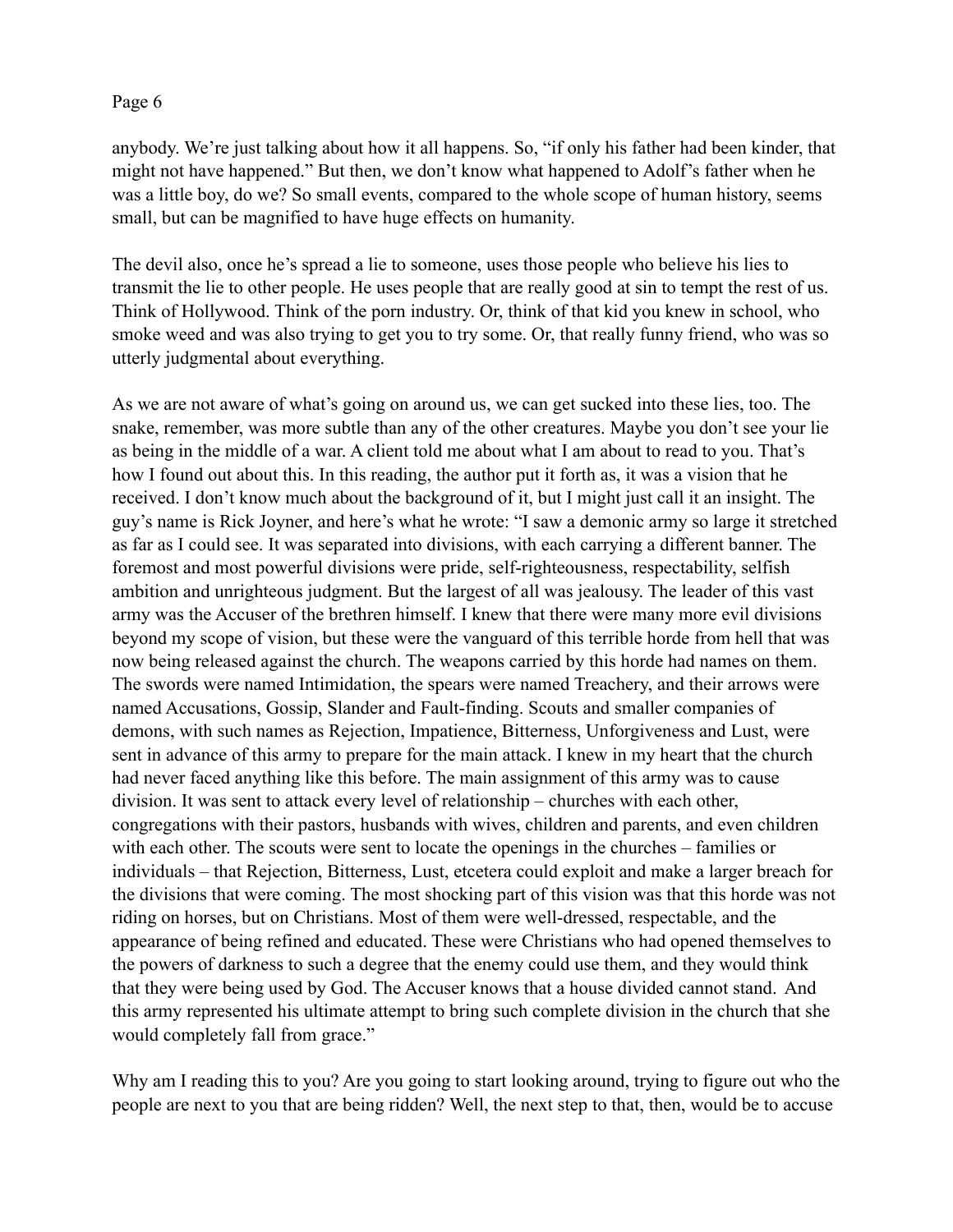anybody. We're just talking about how it all happens. So, "if only his father had been kinder, that might not have happened." But then, we don't know what happened to Adolf's father when he was a little boy, do we? So small events, compared to the whole scope of human history, seems small, but can be magnified to have huge effects on humanity.

The devil also, once he's spread a lie to someone, uses those people who believe his lies to transmit the lie to other people. He uses people that are really good at sin to tempt the rest of us. Think of Hollywood. Think of the porn industry. Or, think of that kid you knew in school, who smoke weed and was also trying to get you to try some. Or, that really funny friend, who was so utterly judgmental about everything.

As we are not aware of what's going on around us, we can get sucked into these lies, too. The snake, remember, was more subtle than any of the other creatures. Maybe you don't see your lie as being in the middle of a war. A client told me about what I am about to read to you. That's how I found out about this. In this reading, the author put it forth as, it was a vision that he received. I don't know much about the background of it, but I might just call it an insight. The guy's name is Rick Joyner, and here's what he wrote: "I saw a demonic army so large it stretched as far as I could see. It was separated into divisions, with each carrying a different banner. The foremost and most powerful divisions were pride, self-righteousness, respectability, selfish ambition and unrighteous judgment. But the largest of all was jealousy. The leader of this vast army was the Accuser of the brethren himself. I knew that there were many more evil divisions beyond my scope of vision, but these were the vanguard of this terrible horde from hell that was now being released against the church. The weapons carried by this horde had names on them. The swords were named Intimidation, the spears were named Treachery, and their arrows were named Accusations, Gossip, Slander and Fault-finding. Scouts and smaller companies of demons, with such names as Rejection, Impatience, Bitterness, Unforgiveness and Lust, were sent in advance of this army to prepare for the main attack. I knew in my heart that the church had never faced anything like this before. The main assignment of this army was to cause division. It was sent to attack every level of relationship – churches with each other, congregations with their pastors, husbands with wives, children and parents, and even children with each other. The scouts were sent to locate the openings in the churches – families or individuals – that Rejection, Bitterness, Lust, etcetera could exploit and make a larger breach for the divisions that were coming. The most shocking part of this vision was that this horde was not riding on horses, but on Christians. Most of them were well-dressed, respectable, and the appearance of being refined and educated. These were Christians who had opened themselves to the powers of darkness to such a degree that the enemy could use them, and they would think that they were being used by God. The Accuser knows that a house divided cannot stand. And this army represented his ultimate attempt to bring such complete division in the church that she would completely fall from grace."

Why am I reading this to you? Are you going to start looking around, trying to figure out who the people are next to you that are being ridden? Well, the next step to that, then, would be to accuse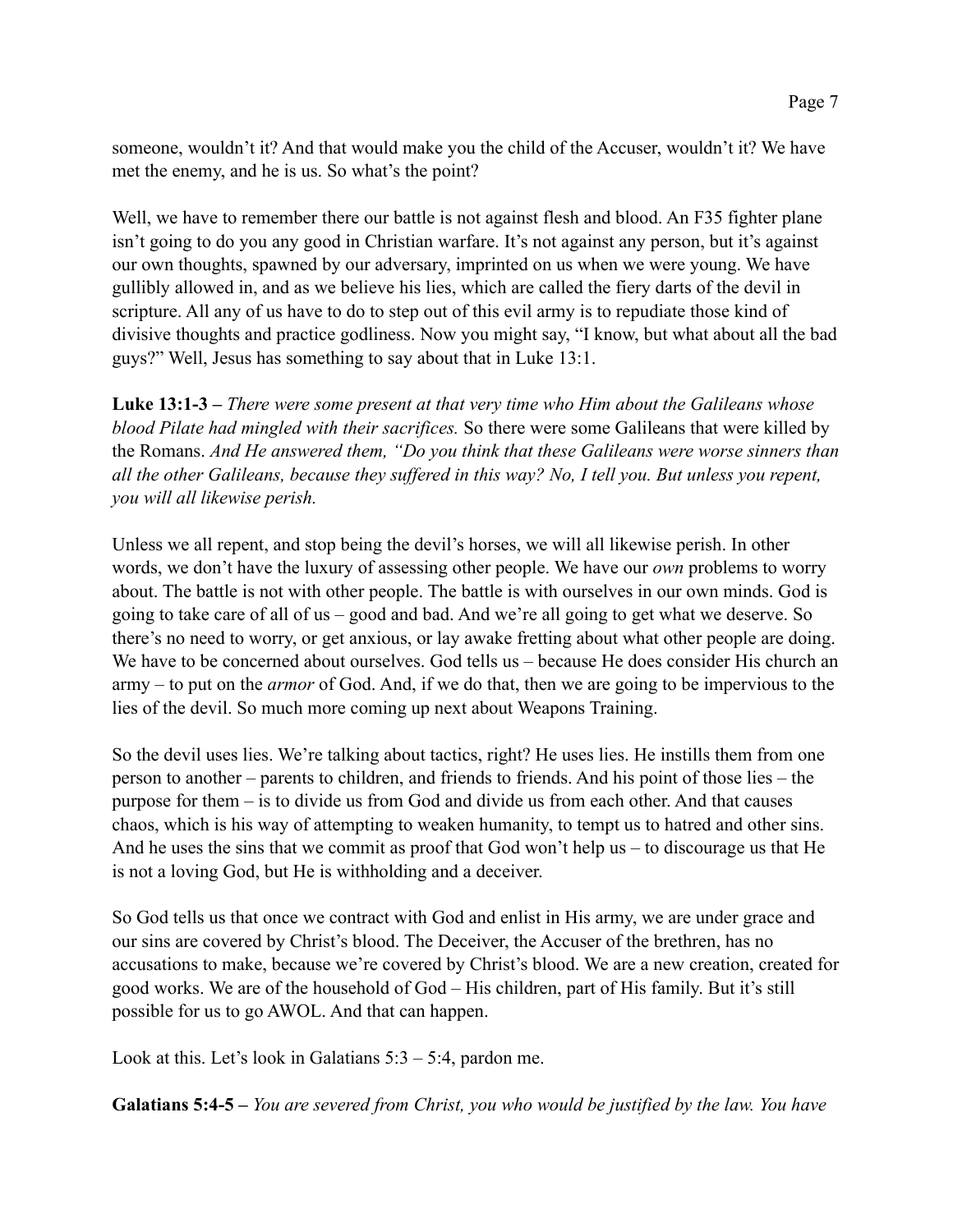someone, wouldn't it? And that would make you the child of the Accuser, wouldn't it? We have met the enemy, and he is us. So what's the point?

Well, we have to remember there our battle is not against flesh and blood. An F35 fighter plane isn't going to do you any good in Christian warfare. It's not against any person, but it's against our own thoughts, spawned by our adversary, imprinted on us when we were young. We have gullibly allowed in, and as we believe his lies, which are called the fiery darts of the devil in scripture. All any of us have to do to step out of this evil army is to repudiate those kind of divisive thoughts and practice godliness. Now you might say, "I know, but what about all the bad guys?" Well, Jesus has something to say about that in Luke 13:1.

**Luke 13:1-3 –** *There were some present at that very time who Him about the Galileans whose blood Pilate had mingled with their sacrifices.* So there were some Galileans that were killed by the Romans. *And He answered them, "Do you think that these Galileans were worse sinners than all the other Galileans, because they suffered in this way? No, I tell you. But unless you repent, you will all likewise perish.*

Unless we all repent, and stop being the devil's horses, we will all likewise perish. In other words, we don't have the luxury of assessing other people. We have our *own* problems to worry about. The battle is not with other people. The battle is with ourselves in our own minds. God is going to take care of all of us – good and bad. And we're all going to get what we deserve. So there's no need to worry, or get anxious, or lay awake fretting about what other people are doing. We have to be concerned about ourselves. God tells us – because He does consider His church an army – to put on the *armor* of God. And, if we do that, then we are going to be impervious to the lies of the devil. So much more coming up next about Weapons Training.

So the devil uses lies. We're talking about tactics, right? He uses lies. He instills them from one person to another – parents to children, and friends to friends. And his point of those lies – the purpose for them – is to divide us from God and divide us from each other. And that causes chaos, which is his way of attempting to weaken humanity, to tempt us to hatred and other sins. And he uses the sins that we commit as proof that God won't help us – to discourage us that He is not a loving God, but He is withholding and a deceiver.

So God tells us that once we contract with God and enlist in His army, we are under grace and our sins are covered by Christ's blood. The Deceiver, the Accuser of the brethren, has no accusations to make, because we're covered by Christ's blood. We are a new creation, created for good works. We are of the household of God – His children, part of His family. But it's still possible for us to go AWOL. And that can happen.

Look at this. Let's look in Galatians 5:3 – 5:4, pardon me.

**Galatians 5:4-5 –** *You are severed from Christ, you who would be justified by the law. You have*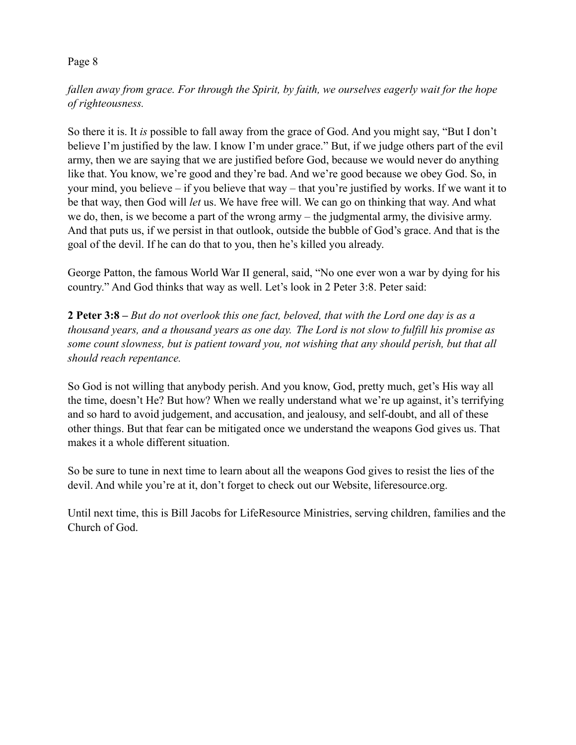*fallen away from grace. For through the Spirit, by faith, we ourselves eagerly wait for the hope of righteousness.*

So there it is. It *is* possible to fall away from the grace of God. And you might say, "But I don't believe I'm justified by the law. I know I'm under grace." But, if we judge others part of the evil army, then we are saying that we are justified before God, because we would never do anything like that. You know, we're good and they're bad. And we're good because we obey God. So, in your mind, you believe – if you believe that way – that you're justified by works. If we want it to be that way, then God will *let* us. We have free will. We can go on thinking that way. And what we do, then, is we become a part of the wrong army – the judgmental army, the divisive army. And that puts us, if we persist in that outlook, outside the bubble of God's grace. And that is the goal of the devil. If he can do that to you, then he's killed you already.

George Patton, the famous World War II general, said, "No one ever won a war by dying for his country." And God thinks that way as well. Let's look in 2 Peter 3:8. Peter said:

**2 Peter 3:8 –** *But do not overlook this one fact, beloved, that with the Lord one day is as a thousand years, and a thousand years as one day. The Lord is not slow to fulfill his promise as some count slowness, but is patient toward you, not wishing that any should perish, but that all should reach repentance.*

So God is not willing that anybody perish. And you know, God, pretty much, get's His way all the time, doesn't He? But how? When we really understand what we're up against, it's terrifying and so hard to avoid judgement, and accusation, and jealousy, and self-doubt, and all of these other things. But that fear can be mitigated once we understand the weapons God gives us. That makes it a whole different situation.

So be sure to tune in next time to learn about all the weapons God gives to resist the lies of the devil. And while you're at it, don't forget to check out our Website, liferesource.org.

Until next time, this is Bill Jacobs for LifeResource Ministries, serving children, families and the Church of God.